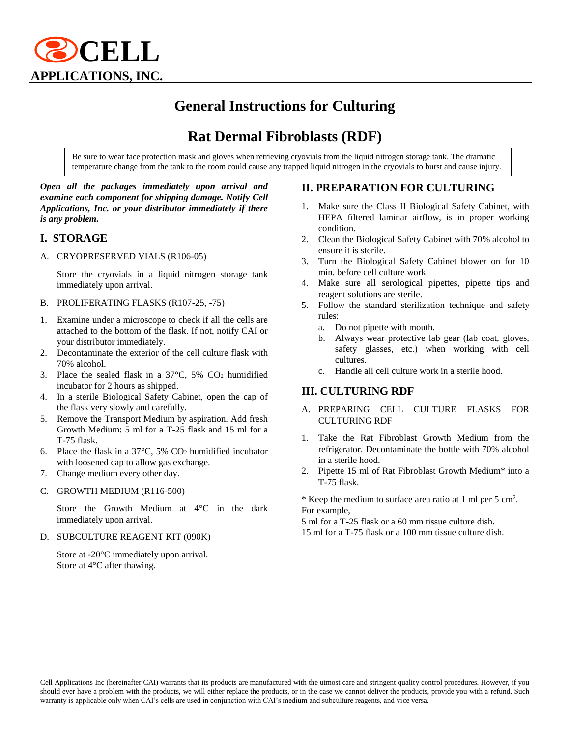**CELL**
**APPLICATIONS, INC.**

# General Instructions for Culturing

# Rat Dermal Fibroblasts (RDF)

Be sure to wear face protection mask and gloves when retrieving cryovials from the liquid nitrogen storage tank. The dramatic temperature change from the tank to the room could cause any trapped liquid nitrogen in the cryovials to burst and cause injury.

***Open all the packages immediately upon arrival and examine each component for shipping damage. Notify Cell Applications, Inc. or your distributor immediately if there is any problem.***

## I. STORAGE

A. CRYOPRESERVED VIALS (R106-05)

Store the cryovials in a liquid nitrogen storage tank immediately upon arrival.

B. PROLIFERATING FLASKS (R107-25, -75)

1. Examine under a microscope to check if all the cells are attached to the bottom of the flask. If not, notify CAI or your distributor immediately.
2. Decontaminate the exterior of the cell culture flask with 70% alcohol.
3. Place the sealed flask in a 37°C, 5% $CO_2$ humidified incubator for 2 hours as shipped.
4. In a sterile Biological Safety Cabinet, open the cap of the flask very slowly and carefully.
5. Remove the Transport Medium by aspiration. Add fresh Growth Medium: 5 ml for a T-25 flask and 15 ml for a T-75 flask.
6. Place the flask in a 37°C, 5% $CO_2$ humidified incubator with loosened cap to allow gas exchange.
7. Change medium every other day.

C. GROWTH MEDIUM (R116-500)

Store the Growth Medium at 4°C in the dark immediately upon arrival.

D. SUBCULTURE REAGENT KIT (090K)

Store at -20°C immediately upon arrival.
Store at 4°C after thawing.

## II. PREPARATION FOR CULTURING

1. Make sure the Class II Biological Safety Cabinet, with HEPA filtered laminar airflow, is in proper working condition.
2. Clean the Biological Safety Cabinet with 70% alcohol to ensure it is sterile.
3. Turn the Biological Safety Cabinet blower on for 10 min. before cell culture work.
4. Make sure all serological pipettes, pipette tips and reagent solutions are sterile.
5. Follow the standard sterilization technique and safety rules:
   a. Do not pipette with mouth.
   b. Always wear protective lab gear (lab coat, gloves, safety glasses, etc.) when working with cell cultures.
   c. Handle all cell culture work in a sterile hood.

## III. CULTURING RDF

A. PREPARING CELL CULTURE FLASKS FOR CULTURING RDF

1. Take the Rat Fibroblast Growth Medium from the refrigerator. Decontaminate the bottle with 70% alcohol in a sterile hood.
2. Pipette 15 ml of Rat Fibroblast Growth Medium* into a T-75 flask.

\* Keep the medium to surface area ratio at 1 ml per 5 $cm^2$. For example,
5 ml for a T-25 flask or a 60 mm tissue culture dish.
15 ml for a T-75 flask or a 100 mm tissue culture dish.

Cell Applications Inc (hereinafter CAI) warrants that its products are manufactured with the utmost care and stringent quality control procedures. However, if you should ever have a problem with the products, we will either replace the products, or in the case we cannot deliver the products, provide you with a refund. Such warranty is applicable only when CAI's cells are used in conjunction with CAI's medium and subculture reagents, and vice versa.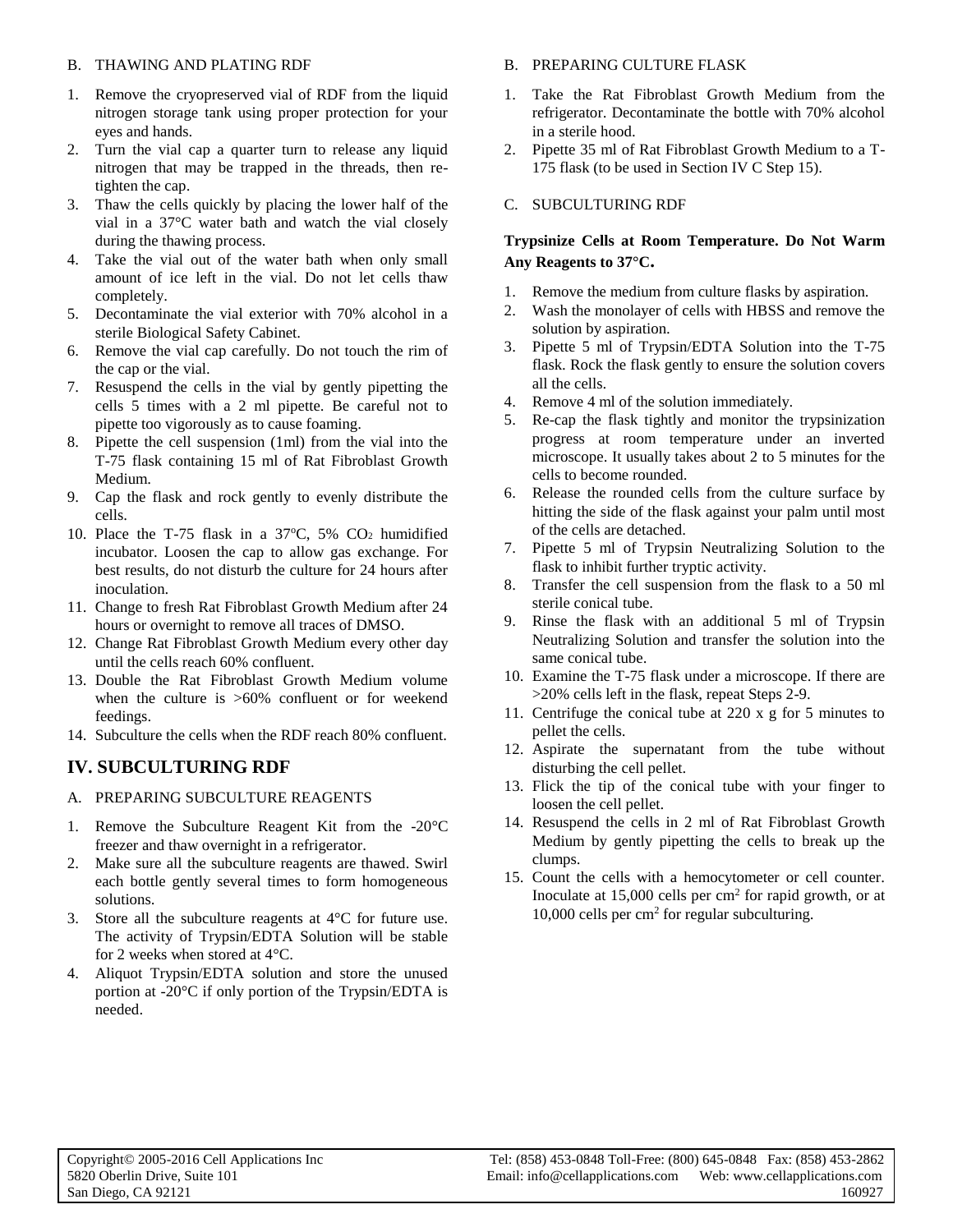B. THAWING AND PLATING RDF

1. Remove the cryopreserved vial of RDF from the liquid nitrogen storage tank using proper protection for your eyes and hands.
2. Turn the vial cap a quarter turn to release any liquid nitrogen that may be trapped in the threads, then re-tighten the cap.
3. Thaw the cells quickly by placing the lower half of the vial in a 37°C water bath and watch the vial closely during the thawing process.
4. Take the vial out of the water bath when only small amount of ice left in the vial. Do not let cells thaw completely.
5. Decontaminate the vial exterior with 70% alcohol in a sterile Biological Safety Cabinet.
6. Remove the vial cap carefully. Do not touch the rim of the cap or the vial.
7. Resuspend the cells in the vial by gently pipetting the cells 5 times with a 2 ml pipette. Be careful not to pipette too vigorously as to cause foaming.
8. Pipette the cell suspension (1ml) from the vial into the T-75 flask containing 15 ml of Rat Fibroblast Growth Medium.
9. Cap the flask and rock gently to evenly distribute the cells.
10. Place the T-75 flask in a 37ºC, 5% $CO_2$ humidified incubator. Loosen the cap to allow gas exchange. For best results, do not disturb the culture for 24 hours after inoculation.
11. Change to fresh Rat Fibroblast Growth Medium after 24 hours or overnight to remove all traces of DMSO.
12. Change Rat Fibroblast Growth Medium every other day until the cells reach 60% confluent.
13. Double the Rat Fibroblast Growth Medium volume when the culture is >60% confluent or for weekend feedings.
14. Subculture the cells when the RDF reach 80% confluent.

## IV. SUBCULTURING RDF

A. PREPARING SUBCULTURE REAGENTS

1. Remove the Subculture Reagent Kit from the -20°C freezer and thaw overnight in a refrigerator.
2. Make sure all the subculture reagents are thawed. Swirl each bottle gently several times to form homogeneous solutions.
3. Store all the subculture reagents at 4°C for future use. The activity of Trypsin/EDTA Solution will be stable for 2 weeks when stored at 4°C.
4. Aliquot Trypsin/EDTA solution and store the unused portion at -20°C if only portion of the Trypsin/EDTA is needed.

B. PREPARING CULTURE FLASK

1. Take the Rat Fibroblast Growth Medium from the refrigerator. Decontaminate the bottle with 70% alcohol in a sterile hood.
2. Pipette 35 ml of Rat Fibroblast Growth Medium to a T-175 flask (to be used in Section IV C Step 15).

C. SUBCULTURING RDF

**Trypsinize Cells at Room Temperature. Do Not Warm Any Reagents to 37°C.**

1. Remove the medium from culture flasks by aspiration.
2. Wash the monolayer of cells with HBSS and remove the solution by aspiration.
3. Pipette 5 ml of Trypsin/EDTA Solution into the T-75 flask. Rock the flask gently to ensure the solution covers all the cells.
4. Remove 4 ml of the solution immediately.
5. Re-cap the flask tightly and monitor the trypsinization progress at room temperature under an inverted microscope. It usually takes about 2 to 5 minutes for the cells to become rounded.
6. Release the rounded cells from the culture surface by hitting the side of the flask against your palm until most of the cells are detached.
7. Pipette 5 ml of Trypsin Neutralizing Solution to the flask to inhibit further tryptic activity.
8. Transfer the cell suspension from the flask to a 50 ml sterile conical tube.
9. Rinse the flask with an additional 5 ml of Trypsin Neutralizing Solution and transfer the solution into the same conical tube.
10. Examine the T-75 flask under a microscope. If there are >20% cells left in the flask, repeat Steps 2-9.
11. Centrifuge the conical tube at 220 x g for 5 minutes to pellet the cells.
12. Aspirate the supernatant from the tube without disturbing the cell pellet.
13. Flick the tip of the conical tube with your finger to loosen the cell pellet.
14. Resuspend the cells in 2 ml of Rat Fibroblast Growth Medium by gently pipetting the cells to break up the clumps.
15. Count the cells with a hemocytometer or cell counter. Inoculate at 15,000 cells per $cm^2$ for rapid growth, or at 10,000 cells per $cm^2$ for regular subculturing.

Copyright© 2005-2016 Cell Applications Inc
5820 Oberlin Drive, Suite 101
San Diego, CA 92121
Tel: (858) 453-0848 Toll-Free: (800) 645-0848 Fax: (858) 453-2862
Email: info@cellapplications.com Web: www.cellapplications.com
160927